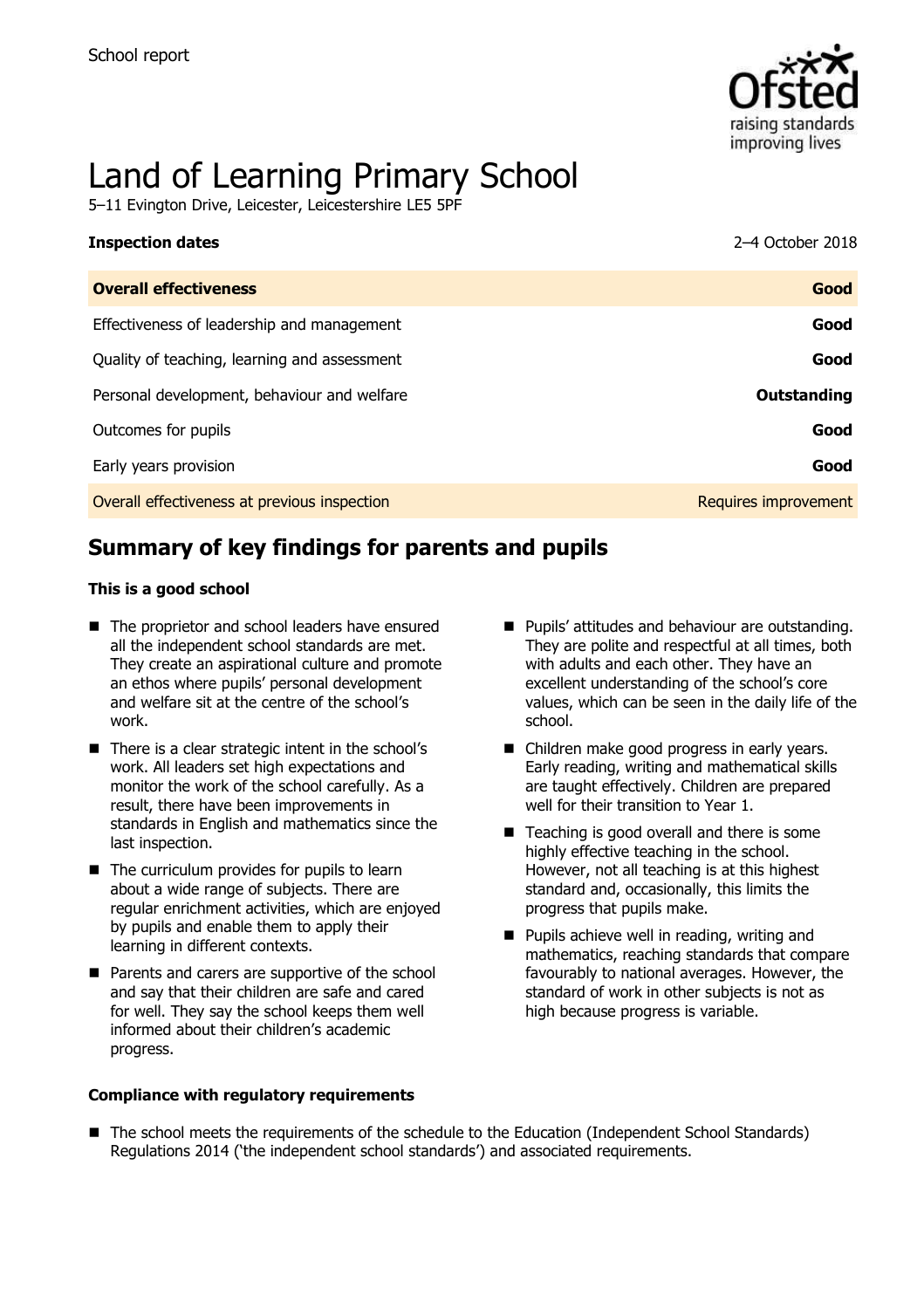School report

# Land of Learning Primary School

5–11 Evington Drive, Leicester, Leicestershire LE5 5PF

| **Inspection dates** | 2–4 October 2018 |
|---|---|
| **Overall effectiveness** | **Good** |
| Effectiveness of leadership and management | **Good** |
| Quality of teaching, learning and assessment | **Good** |
| Personal development, behaviour and welfare | **Outstanding** |
| Outcomes for pupils | **Good** |
| Early years provision | **Good** |
| Overall effectiveness at previous inspection | Requires improvement |

## Summary of key findings for parents and pupils

**This is a good school**

- The proprietor and school leaders have ensured all the independent school standards are met. They create an aspirational culture and promote an ethos where pupils' personal development and welfare sit at the centre of the school's work.
- There is a clear strategic intent in the school's work. All leaders set high expectations and monitor the work of the school carefully. As a result, there have been improvements in standards in English and mathematics since the last inspection.
- The curriculum provides for pupils to learn about a wide range of subjects. There are regular enrichment activities, which are enjoyed by pupils and enable them to apply their learning in different contexts.
- Parents and carers are supportive of the school and say that their children are safe and cared for well. They say the school keeps them well informed about their children's academic progress.
- Pupils' attitudes and behaviour are outstanding. They are polite and respectful at all times, both with adults and each other. They have an excellent understanding of the school's core values, which can be seen in the daily life of the school.
- Children make good progress in early years. Early reading, writing and mathematical skills are taught effectively. Children are prepared well for their transition to Year 1.
- Teaching is good overall and there is some highly effective teaching in the school. However, not all teaching is at this highest standard and, occasionally, this limits the progress that pupils make.
- Pupils achieve well in reading, writing and mathematics, reaching standards that compare favourably to national averages. However, the standard of work in other subjects is not as high because progress is variable.

**Compliance with regulatory requirements**

- The school meets the requirements of the schedule to the Education (Independent School Standards) Regulations 2014 ('the independent school standards') and associated requirements.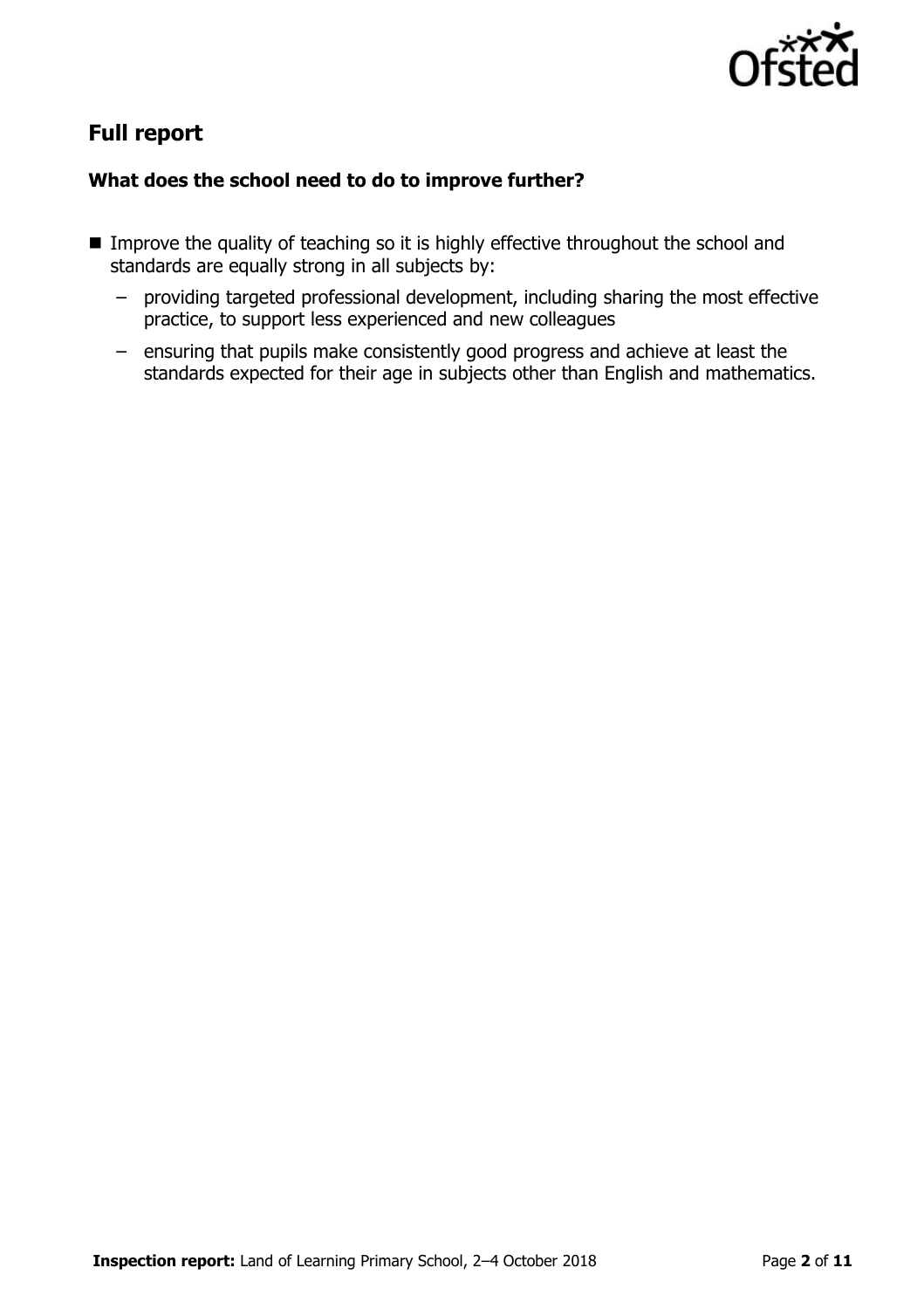## Full report

### What does the school need to do to improve further?

- Improve the quality of teaching so it is highly effective throughout the school and standards are equally strong in all subjects by:
  - providing targeted professional development, including sharing the most effective practice, to support less experienced and new colleagues
  - ensuring that pupils make consistently good progress and achieve at least the standards expected for their age in subjects other than English and mathematics.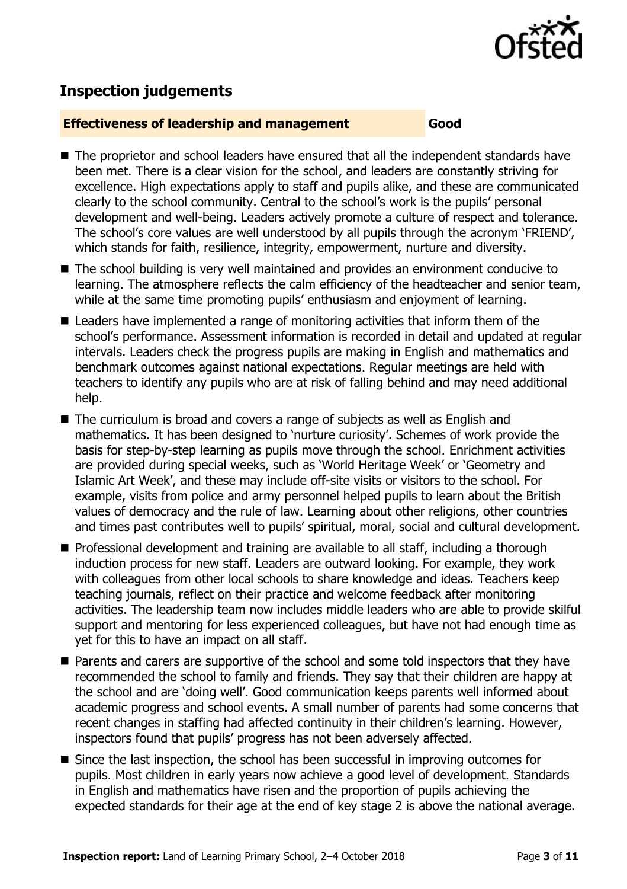## Inspection judgements

| **Effectiveness of leadership and management** | **Good** |
|---|---|

- The proprietor and school leaders have ensured that all the independent standards have been met. There is a clear vision for the school, and leaders are constantly striving for excellence. High expectations apply to staff and pupils alike, and these are communicated clearly to the school community. Central to the school's work is the pupils' personal development and well-being. Leaders actively promote a culture of respect and tolerance. The school's core values are well understood by all pupils through the acronym 'FRIEND', which stands for faith, resilience, integrity, empowerment, nurture and diversity.
- The school building is very well maintained and provides an environment conducive to learning. The atmosphere reflects the calm efficiency of the headteacher and senior team, while at the same time promoting pupils' enthusiasm and enjoyment of learning.
- Leaders have implemented a range of monitoring activities that inform them of the school's performance. Assessment information is recorded in detail and updated at regular intervals. Leaders check the progress pupils are making in English and mathematics and benchmark outcomes against national expectations. Regular meetings are held with teachers to identify any pupils who are at risk of falling behind and may need additional help.
- The curriculum is broad and covers a range of subjects as well as English and mathematics. It has been designed to 'nurture curiosity'. Schemes of work provide the basis for step-by-step learning as pupils move through the school. Enrichment activities are provided during special weeks, such as 'World Heritage Week' or 'Geometry and Islamic Art Week', and these may include off-site visits or visitors to the school. For example, visits from police and army personnel helped pupils to learn about the British values of democracy and the rule of law. Learning about other religions, other countries and times past contributes well to pupils' spiritual, moral, social and cultural development.
- Professional development and training are available to all staff, including a thorough induction process for new staff. Leaders are outward looking. For example, they work with colleagues from other local schools to share knowledge and ideas. Teachers keep teaching journals, reflect on their practice and welcome feedback after monitoring activities. The leadership team now includes middle leaders who are able to provide skilful support and mentoring for less experienced colleagues, but have not had enough time as yet for this to have an impact on all staff.
- Parents and carers are supportive of the school and some told inspectors that they have recommended the school to family and friends. They say that their children are happy at the school and are 'doing well'. Good communication keeps parents well informed about academic progress and school events. A small number of parents had some concerns that recent changes in staffing had affected continuity in their children's learning. However, inspectors found that pupils' progress has not been adversely affected.
- Since the last inspection, the school has been successful in improving outcomes for pupils. Most children in early years now achieve a good level of development. Standards in English and mathematics have risen and the proportion of pupils achieving the expected standards for their age at the end of key stage 2 is above the national average.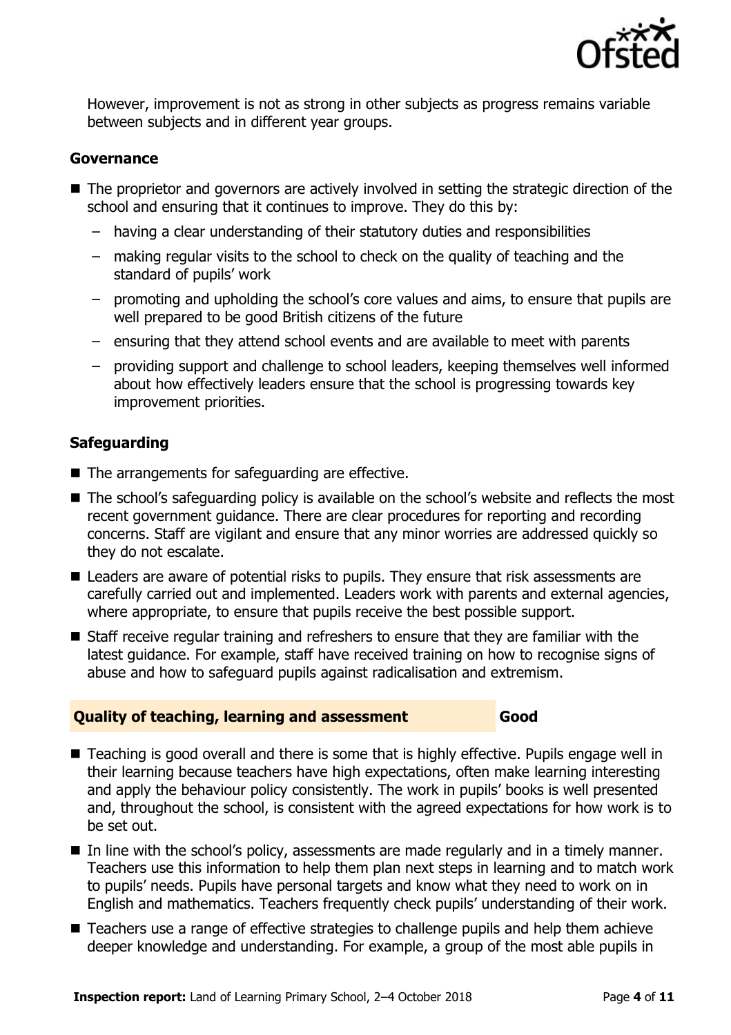However, improvement is not as strong in other subjects as progress remains variable between subjects and in different year groups.

### Governance

- The proprietor and governors are actively involved in setting the strategic direction of the school and ensuring that it continues to improve. They do this by:
  - having a clear understanding of their statutory duties and responsibilities
  - making regular visits to the school to check on the quality of teaching and the standard of pupils' work
  - promoting and upholding the school's core values and aims, to ensure that pupils are well prepared to be good British citizens of the future
  - ensuring that they attend school events and are available to meet with parents
  - providing support and challenge to school leaders, keeping themselves well informed about how effectively leaders ensure that the school is progressing towards key improvement priorities.

### Safeguarding

- The arrangements for safeguarding are effective.
- The school's safeguarding policy is available on the school's website and reflects the most recent government guidance. There are clear procedures for reporting and recording concerns. Staff are vigilant and ensure that any minor worries are addressed quickly so they do not escalate.
- Leaders are aware of potential risks to pupils. They ensure that risk assessments are carefully carried out and implemented. Leaders work with parents and external agencies, where appropriate, to ensure that pupils receive the best possible support.
- Staff receive regular training and refreshers to ensure that they are familiar with the latest guidance. For example, staff have received training on how to recognise signs of abuse and how to safeguard pupils against radicalisation and extremism.

## Quality of teaching, learning and assessment — Good

- Teaching is good overall and there is some that is highly effective. Pupils engage well in their learning because teachers have high expectations, often make learning interesting and apply the behaviour policy consistently. The work in pupils' books is well presented and, throughout the school, is consistent with the agreed expectations for how work is to be set out.
- In line with the school's policy, assessments are made regularly and in a timely manner. Teachers use this information to help them plan next steps in learning and to match work to pupils' needs. Pupils have personal targets and know what they need to work on in English and mathematics. Teachers frequently check pupils' understanding of their work.
- Teachers use a range of effective strategies to challenge pupils and help them achieve deeper knowledge and understanding. For example, a group of the most able pupils in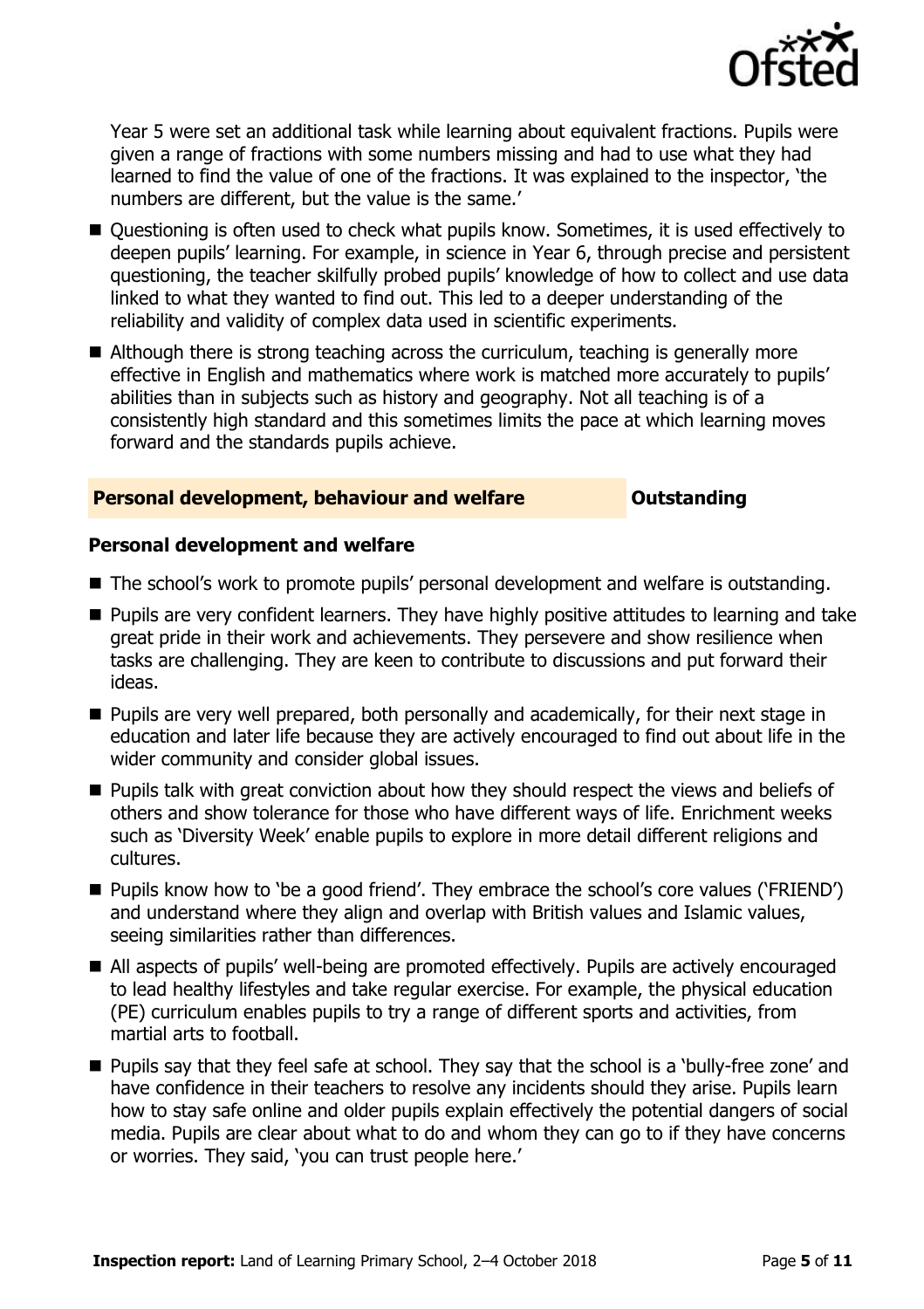Year 5 were set an additional task while learning about equivalent fractions. Pupils were given a range of fractions with some numbers missing and had to use what they had learned to find the value of one of the fractions. It was explained to the inspector, 'the numbers are different, but the value is the same.'

- Questioning is often used to check what pupils know. Sometimes, it is used effectively to deepen pupils' learning. For example, in science in Year 6, through precise and persistent questioning, the teacher skilfully probed pupils' knowledge of how to collect and use data linked to what they wanted to find out. This led to a deeper understanding of the reliability and validity of complex data used in scientific experiments.
- Although there is strong teaching across the curriculum, teaching is generally more effective in English and mathematics where work is matched more accurately to pupils' abilities than in subjects such as history and geography. Not all teaching is of a consistently high standard and this sometimes limits the pace at which learning moves forward and the standards pupils achieve.

## Personal development, behaviour and welfare — Outstanding

### Personal development and welfare

- The school's work to promote pupils' personal development and welfare is outstanding.
- Pupils are very confident learners. They have highly positive attitudes to learning and take great pride in their work and achievements. They persevere and show resilience when tasks are challenging. They are keen to contribute to discussions and put forward their ideas.
- Pupils are very well prepared, both personally and academically, for their next stage in education and later life because they are actively encouraged to find out about life in the wider community and consider global issues.
- Pupils talk with great conviction about how they should respect the views and beliefs of others and show tolerance for those who have different ways of life. Enrichment weeks such as 'Diversity Week' enable pupils to explore in more detail different religions and cultures.
- Pupils know how to 'be a good friend'. They embrace the school's core values ('FRIEND') and understand where they align and overlap with British values and Islamic values, seeing similarities rather than differences.
- All aspects of pupils' well-being are promoted effectively. Pupils are actively encouraged to lead healthy lifestyles and take regular exercise. For example, the physical education (PE) curriculum enables pupils to try a range of different sports and activities, from martial arts to football.
- Pupils say that they feel safe at school. They say that the school is a 'bully-free zone' and have confidence in their teachers to resolve any incidents should they arise. Pupils learn how to stay safe online and older pupils explain effectively the potential dangers of social media. Pupils are clear about what to do and whom they can go to if they have concerns or worries. They said, 'you can trust people here.'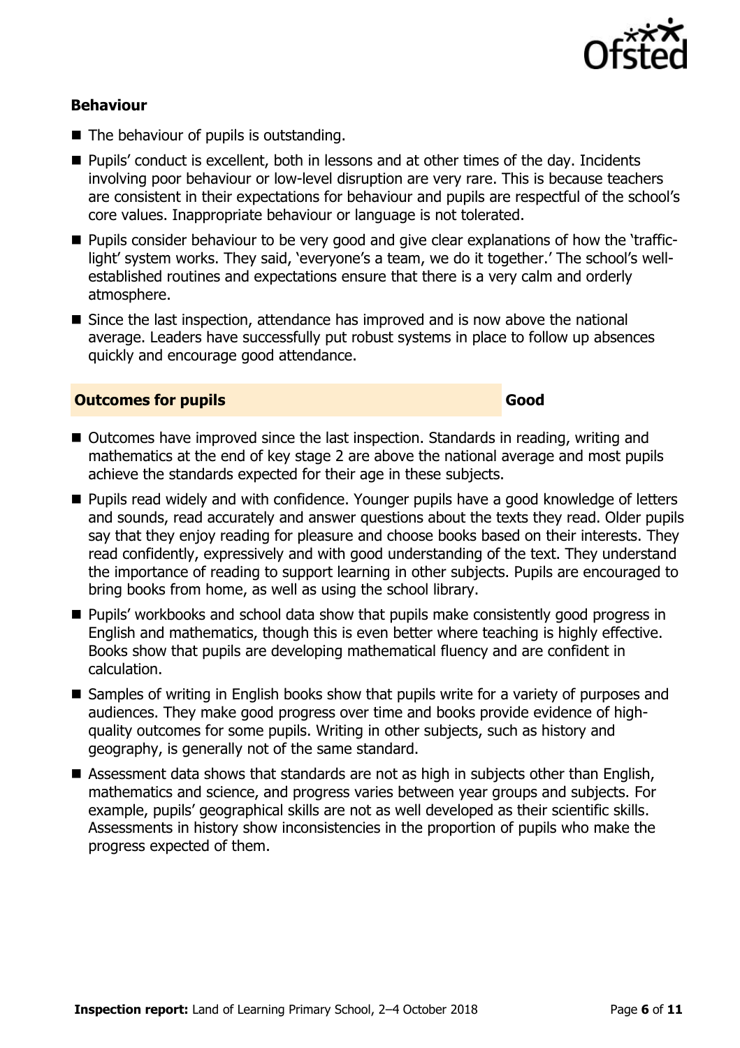### Behaviour

- The behaviour of pupils is outstanding.
- Pupils' conduct is excellent, both in lessons and at other times of the day. Incidents involving poor behaviour or low-level disruption are very rare. This is because teachers are consistent in their expectations for behaviour and pupils are respectful of the school's core values. Inappropriate behaviour or language is not tolerated.
- Pupils consider behaviour to be very good and give clear explanations of how the 'traffic-light' system works. They said, 'everyone's a team, we do it together.' The school's well-established routines and expectations ensure that there is a very calm and orderly atmosphere.
- Since the last inspection, attendance has improved and is now above the national average. Leaders have successfully put robust systems in place to follow up absences quickly and encourage good attendance.

| Outcomes for pupils | Good |
|---|---|

- Outcomes have improved since the last inspection. Standards in reading, writing and mathematics at the end of key stage 2 are above the national average and most pupils achieve the standards expected for their age in these subjects.
- Pupils read widely and with confidence. Younger pupils have a good knowledge of letters and sounds, read accurately and answer questions about the texts they read. Older pupils say that they enjoy reading for pleasure and choose books based on their interests. They read confidently, expressively and with good understanding of the text. They understand the importance of reading to support learning in other subjects. Pupils are encouraged to bring books from home, as well as using the school library.
- Pupils' workbooks and school data show that pupils make consistently good progress in English and mathematics, though this is even better where teaching is highly effective. Books show that pupils are developing mathematical fluency and are confident in calculation.
- Samples of writing in English books show that pupils write for a variety of purposes and audiences. They make good progress over time and books provide evidence of high-quality outcomes for some pupils. Writing in other subjects, such as history and geography, is generally not of the same standard.
- Assessment data shows that standards are not as high in subjects other than English, mathematics and science, and progress varies between year groups and subjects. For example, pupils' geographical skills are not as well developed as their scientific skills. Assessments in history show inconsistencies in the proportion of pupils who make the progress expected of them.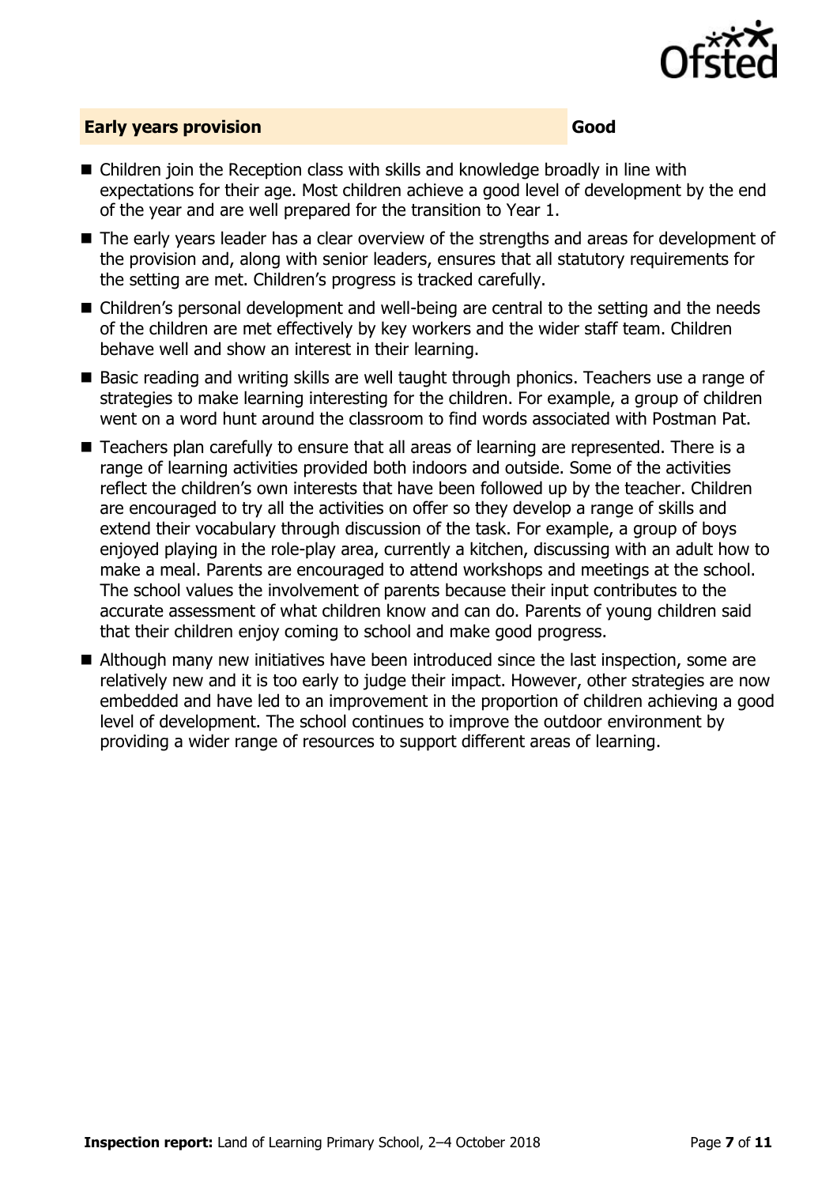## Early years provision — Good

- Children join the Reception class with skills and knowledge broadly in line with expectations for their age. Most children achieve a good level of development by the end of the year and are well prepared for the transition to Year 1.
- The early years leader has a clear overview of the strengths and areas for development of the provision and, along with senior leaders, ensures that all statutory requirements for the setting are met. Children's progress is tracked carefully.
- Children's personal development and well-being are central to the setting and the needs of the children are met effectively by key workers and the wider staff team. Children behave well and show an interest in their learning.
- Basic reading and writing skills are well taught through phonics. Teachers use a range of strategies to make learning interesting for the children. For example, a group of children went on a word hunt around the classroom to find words associated with Postman Pat.
- Teachers plan carefully to ensure that all areas of learning are represented. There is a range of learning activities provided both indoors and outside. Some of the activities reflect the children's own interests that have been followed up by the teacher. Children are encouraged to try all the activities on offer so they develop a range of skills and extend their vocabulary through discussion of the task. For example, a group of boys enjoyed playing in the role-play area, currently a kitchen, discussing with an adult how to make a meal. Parents are encouraged to attend workshops and meetings at the school. The school values the involvement of parents because their input contributes to the accurate assessment of what children know and can do. Parents of young children said that their children enjoy coming to school and make good progress.
- Although many new initiatives have been introduced since the last inspection, some are relatively new and it is too early to judge their impact. However, other strategies are now embedded and have led to an improvement in the proportion of children achieving a good level of development. The school continues to improve the outdoor environment by providing a wider range of resources to support different areas of learning.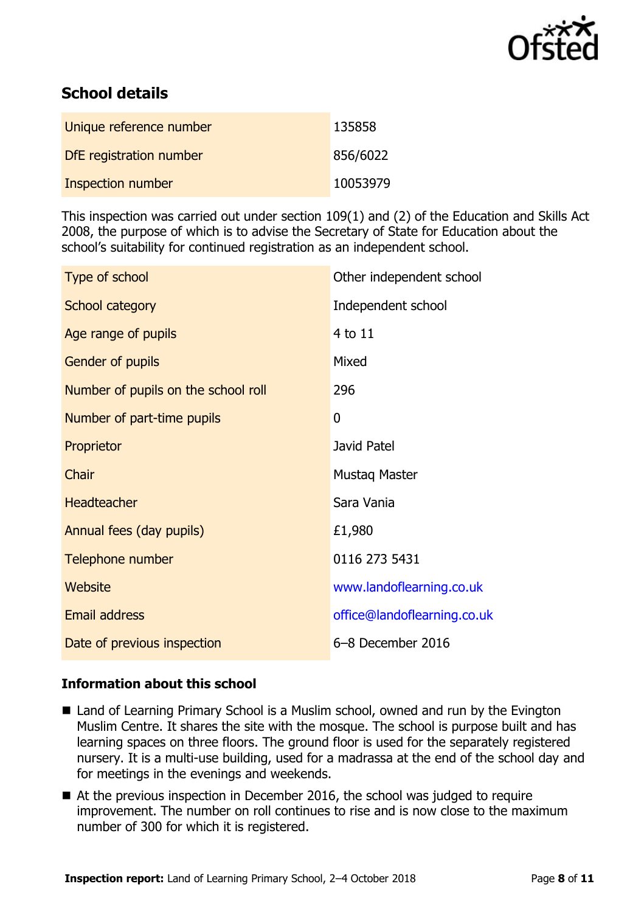## School details

| | |
|---|---|
| Unique reference number | 135858 |
| DfE registration number | 856/6022 |
| Inspection number | 10053979 |

This inspection was carried out under section 109(1) and (2) of the Education and Skills Act 2008, the purpose of which is to advise the Secretary of State for Education about the school's suitability for continued registration as an independent school.

| | |
|---|---|
| Type of school | Other independent school |
| School category | Independent school |
| Age range of pupils | 4 to 11 |
| Gender of pupils | Mixed |
| Number of pupils on the school roll | 296 |
| Number of part-time pupils | 0 |
| Proprietor | Javid Patel |
| Chair | Mustaq Master |
| Headteacher | Sara Vania |
| Annual fees (day pupils) | £1,980 |
| Telephone number | 0116 273 5431 |
| Website | www.landoflearning.co.uk |
| Email address | office@landoflearning.co.uk |
| Date of previous inspection | 6–8 December 2016 |

### Information about this school

- Land of Learning Primary School is a Muslim school, owned and run by the Evington Muslim Centre. It shares the site with the mosque. The school is purpose built and has learning spaces on three floors. The ground floor is used for the separately registered nursery. It is a multi-use building, used for a madrassa at the end of the school day and for meetings in the evenings and weekends.
- At the previous inspection in December 2016, the school was judged to require improvement. The number on roll continues to rise and is now close to the maximum number of 300 for which it is registered.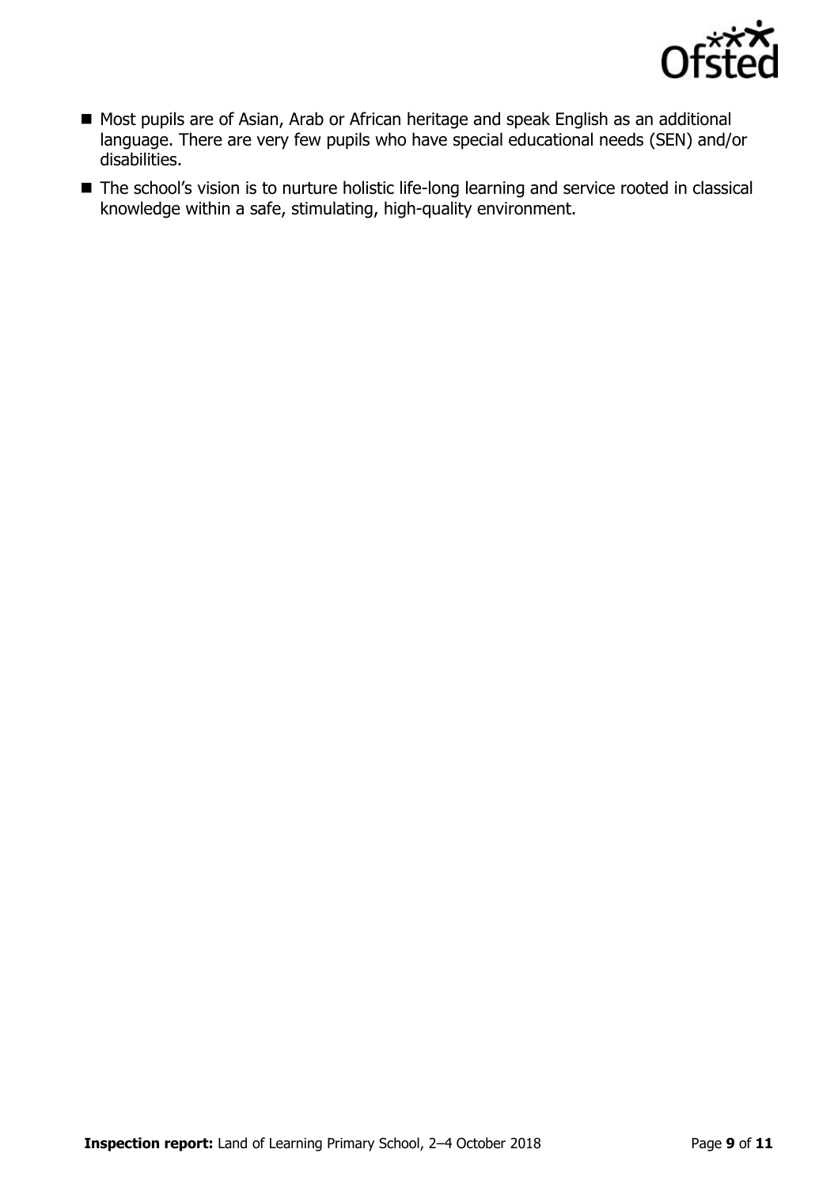- Most pupils are of Asian, Arab or African heritage and speak English as an additional language. There are very few pupils who have special educational needs (SEN) and/or disabilities.
- The school's vision is to nurture holistic life-long learning and service rooted in classical knowledge within a safe, stimulating, high-quality environment.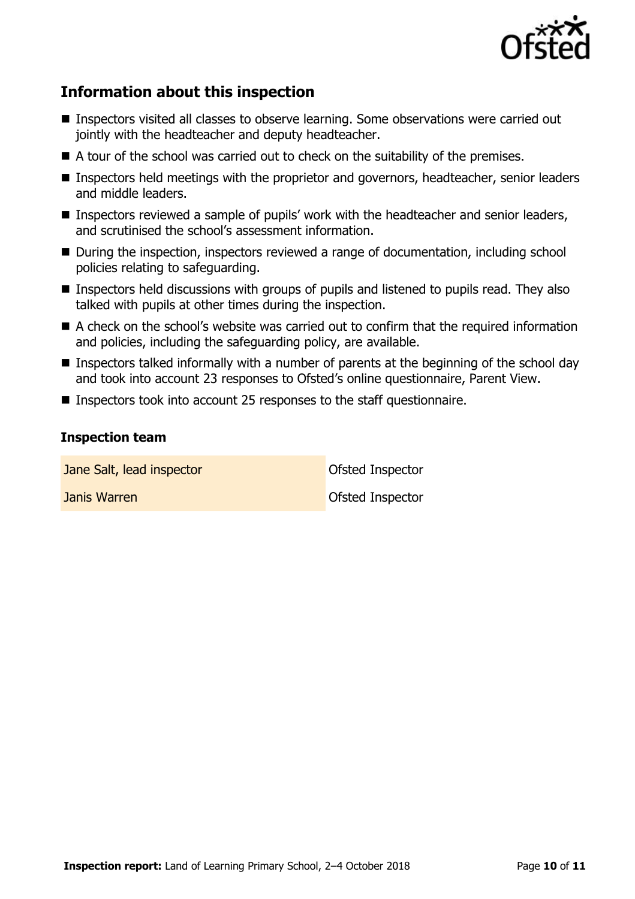## Information about this inspection

- Inspectors visited all classes to observe learning. Some observations were carried out jointly with the headteacher and deputy headteacher.
- A tour of the school was carried out to check on the suitability of the premises.
- Inspectors held meetings with the proprietor and governors, headteacher, senior leaders and middle leaders.
- Inspectors reviewed a sample of pupils' work with the headteacher and senior leaders, and scrutinised the school's assessment information.
- During the inspection, inspectors reviewed a range of documentation, including school policies relating to safeguarding.
- Inspectors held discussions with groups of pupils and listened to pupils read. They also talked with pupils at other times during the inspection.
- A check on the school's website was carried out to confirm that the required information and policies, including the safeguarding policy, are available.
- Inspectors talked informally with a number of parents at the beginning of the school day and took into account 23 responses to Ofsted's online questionnaire, Parent View.
- Inspectors took into account 25 responses to the staff questionnaire.

### Inspection team

| | |
|---|---|
| Jane Salt, lead inspector | Ofsted Inspector |
| Janis Warren | Ofsted Inspector |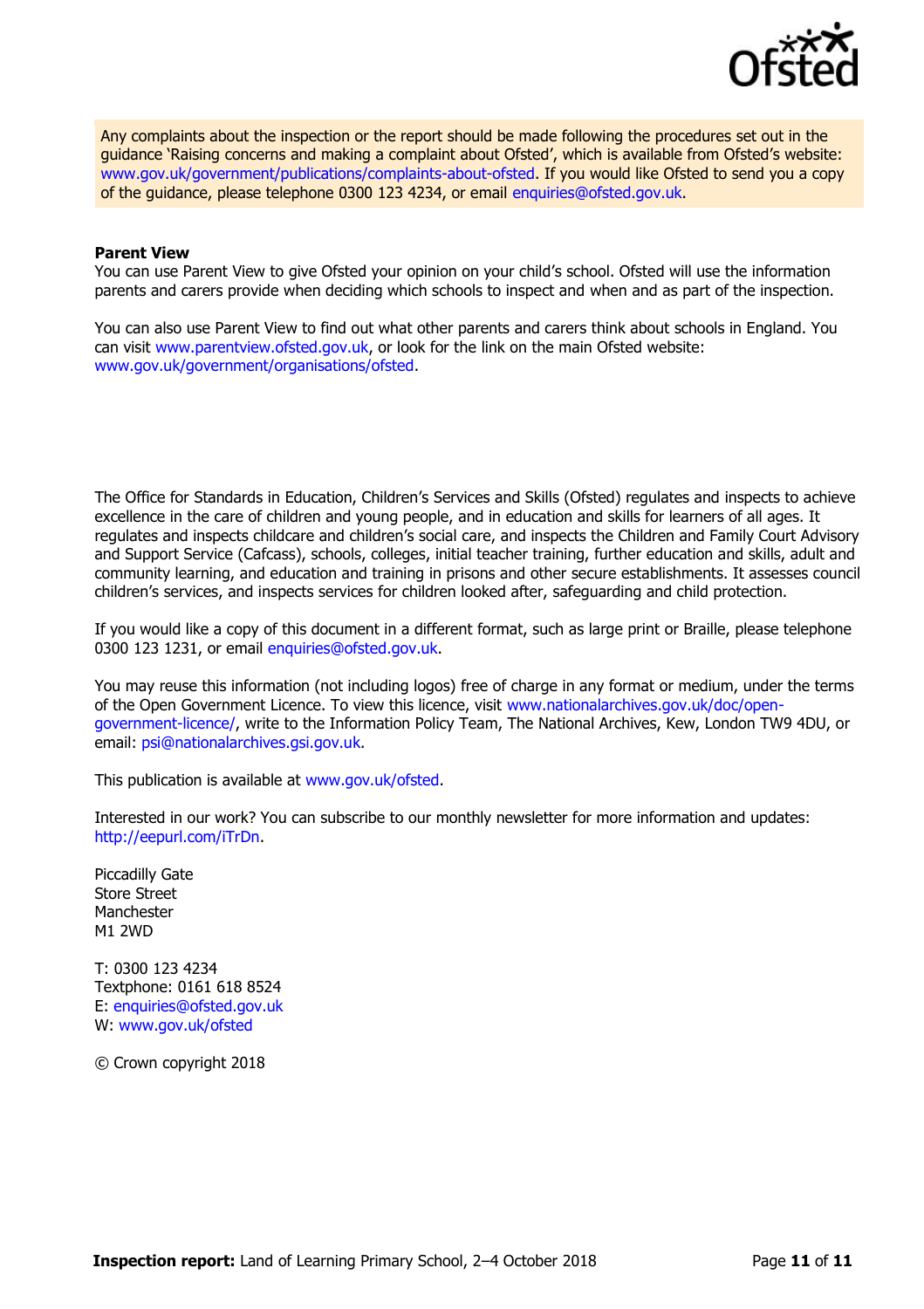Any complaints about the inspection or the report should be made following the procedures set out in the guidance 'Raising concerns and making a complaint about Ofsted', which is available from Ofsted's website: www.gov.uk/government/publications/complaints-about-ofsted. If you would like Ofsted to send you a copy of the guidance, please telephone 0300 123 4234, or email enquiries@ofsted.gov.uk.

**Parent View**

You can use Parent View to give Ofsted your opinion on your child's school. Ofsted will use the information parents and carers provide when deciding which schools to inspect and when and as part of the inspection.

You can also use Parent View to find out what other parents and carers think about schools in England. You can visit www.parentview.ofsted.gov.uk, or look for the link on the main Ofsted website: www.gov.uk/government/organisations/ofsted.

The Office for Standards in Education, Children's Services and Skills (Ofsted) regulates and inspects to achieve excellence in the care of children and young people, and in education and skills for learners of all ages. It regulates and inspects childcare and children's social care, and inspects the Children and Family Court Advisory and Support Service (Cafcass), schools, colleges, initial teacher training, further education and skills, adult and community learning, and education and training in prisons and other secure establishments. It assesses council children's services, and inspects services for children looked after, safeguarding and child protection.

If you would like a copy of this document in a different format, such as large print or Braille, please telephone 0300 123 1231, or email enquiries@ofsted.gov.uk.

You may reuse this information (not including logos) free of charge in any format or medium, under the terms of the Open Government Licence. To view this licence, visit www.nationalarchives.gov.uk/doc/open-government-licence/, write to the Information Policy Team, The National Archives, Kew, London TW9 4DU, or email: psi@nationalarchives.gsi.gov.uk.

This publication is available at www.gov.uk/ofsted.

Interested in our work? You can subscribe to our monthly newsletter for more information and updates: http://eepurl.com/iTrDn.

Piccadilly Gate
Store Street
Manchester
M1 2WD

T: 0300 123 4234
Textphone: 0161 618 8524
E: enquiries@ofsted.gov.uk
W: www.gov.uk/ofsted

© Crown copyright 2018